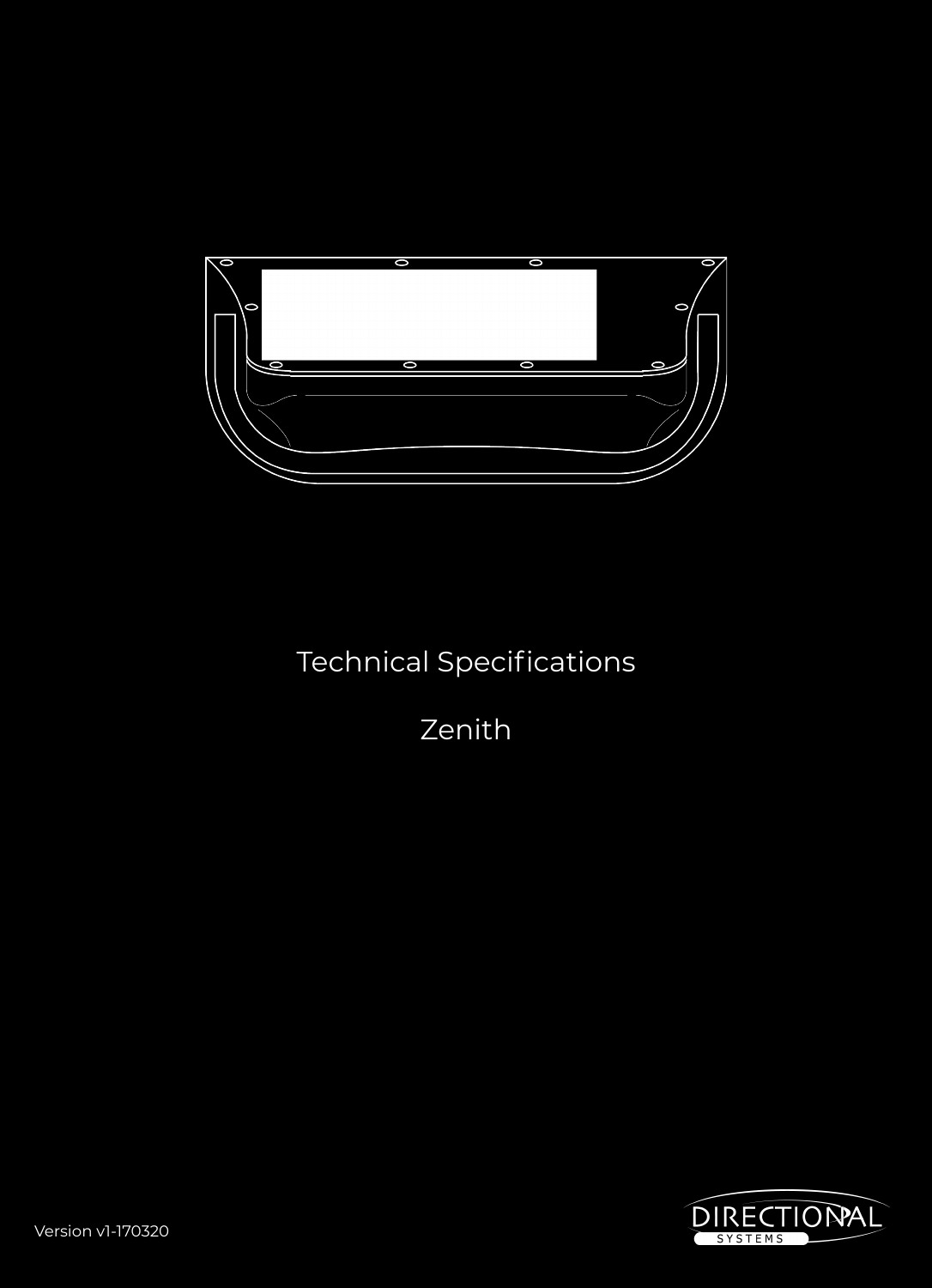# Technical Specifications

# Zenith

Version v1-170320

DIRECTIONAL SYSTEMS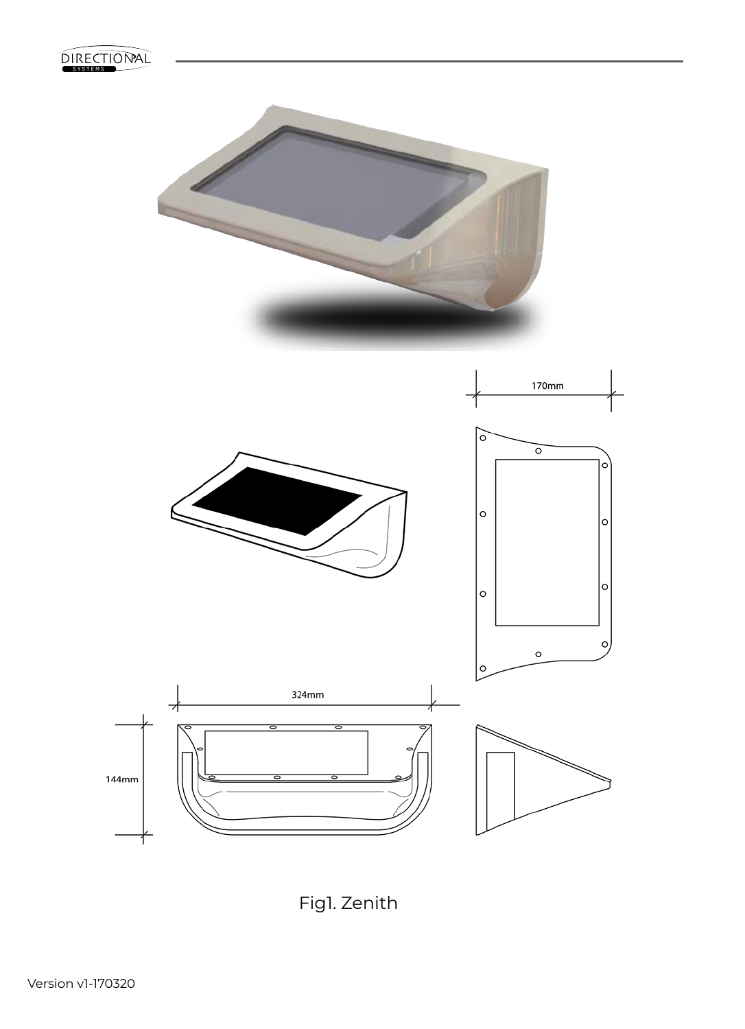170mm

324mm

144mm

Fig1. Zenith

Version v1-170320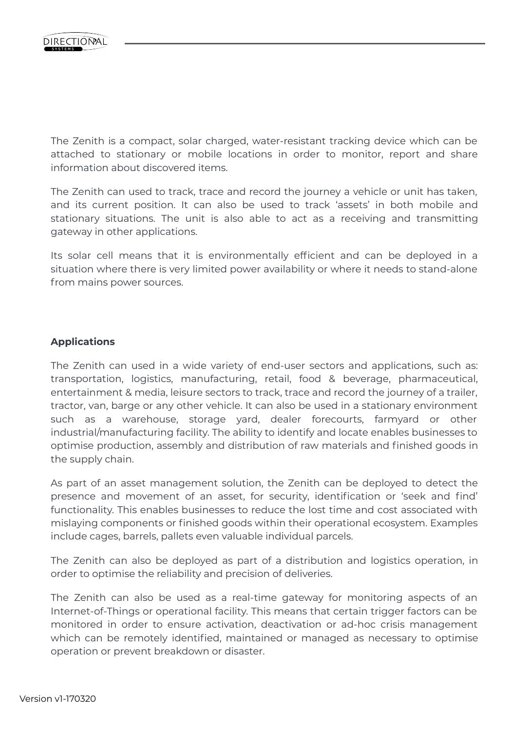The Zenith is a compact, solar charged, water-resistant tracking device which can be attached to stationary or mobile locations in order to monitor, report and share information about discovered items.

The Zenith can used to track, trace and record the journey a vehicle or unit has taken, and its current position. It can also be used to track 'assets' in both mobile and stationary situations. The unit is also able to act as a receiving and transmitting gateway in other applications.

Its solar cell means that it is environmentally efficient and can be deployed in a situation where there is very limited power availability or where it needs to stand-alone from mains power sources.

**Applications**

The Zenith can used in a wide variety of end-user sectors and applications, such as: transportation, logistics, manufacturing, retail, food & beverage, pharmaceutical, entertainment & media, leisure sectors to track, trace and record the journey of a trailer, tractor, van, barge or any other vehicle. It can also be used in a stationary environment such as a warehouse, storage yard, dealer forecourts, farmyard or other industrial/manufacturing facility. The ability to identify and locate enables businesses to optimise production, assembly and distribution of raw materials and finished goods in the supply chain.

As part of an asset management solution, the Zenith can be deployed to detect the presence and movement of an asset, for security, identification or 'seek and find' functionality. This enables businesses to reduce the lost time and cost associated with mislaying components or finished goods within their operational ecosystem. Examples include cages, barrels, pallets even valuable individual parcels.

The Zenith can also be deployed as part of a distribution and logistics operation, in order to optimise the reliability and precision of deliveries.

The Zenith can also be used as a real-time gateway for monitoring aspects of an Internet-of-Things or operational facility. This means that certain trigger factors can be monitored in order to ensure activation, deactivation or ad-hoc crisis management which can be remotely identified, maintained or managed as necessary to optimise operation or prevent breakdown or disaster.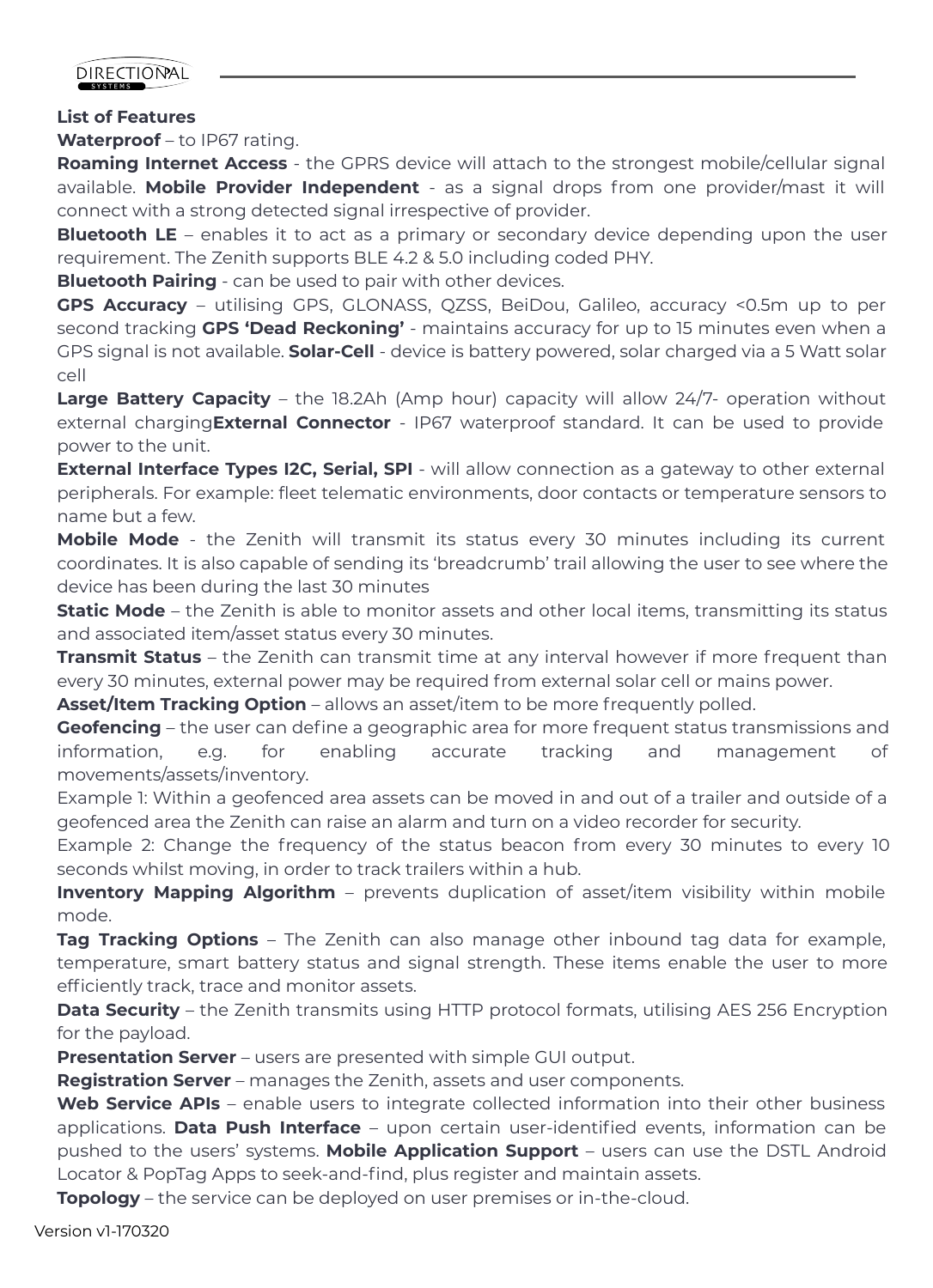**List of Features**

**Waterproof** – to IP67 rating.

**Roaming Internet Access** - the GPRS device will attach to the strongest mobile/cellular signal available. **Mobile Provider Independent** - as a signal drops from one provider/mast it will connect with a strong detected signal irrespective of provider.

**Bluetooth LE** – enables it to act as a primary or secondary device depending upon the user requirement. The Zenith supports BLE 4.2 & 5.0 including coded PHY.

**Bluetooth Pairing** - can be used to pair with other devices.

**GPS Accuracy** – utilising GPS, GLONASS, QZSS, BeiDou, Galileo, accuracy <0.5m up to per second tracking **GPS 'Dead Reckoning'** - maintains accuracy for up to 15 minutes even when a GPS signal is not available. **Solar-Cell** - device is battery powered, solar charged via a 5 Watt solar cell

**Large Battery Capacity** – the 18.2Ah (Amp hour) capacity will allow 24/7- operation without external charging**External Connector** - IP67 waterproof standard. It can be used to provide power to the unit.

**External Interface Types I2C, Serial, SPI** - will allow connection as a gateway to other external peripherals. For example: fleet telematic environments, door contacts or temperature sensors to name but a few.

**Mobile Mode** - the Zenith will transmit its status every 30 minutes including its current coordinates. It is also capable of sending its 'breadcrumb' trail allowing the user to see where the device has been during the last 30 minutes

**Static Mode** – the Zenith is able to monitor assets and other local items, transmitting its status and associated item/asset status every 30 minutes.

**Transmit Status** – the Zenith can transmit time at any interval however if more frequent than every 30 minutes, external power may be required from external solar cell or mains power.

**Asset/Item Tracking Option** – allows an asset/item to be more frequently polled.

**Geofencing** – the user can define a geographic area for more frequent status transmissions and information, e.g. for enabling accurate tracking and management of movements/assets/inventory.

Example 1: Within a geofenced area assets can be moved in and out of a trailer and outside of a geofenced area the Zenith can raise an alarm and turn on a video recorder for security.

Example 2: Change the frequency of the status beacon from every 30 minutes to every 10 seconds whilst moving, in order to track trailers within a hub.

**Inventory Mapping Algorithm** – prevents duplication of asset/item visibility within mobile mode.

**Tag Tracking Options** – The Zenith can also manage other inbound tag data for example, temperature, smart battery status and signal strength. These items enable the user to more efficiently track, trace and monitor assets.

**Data Security** – the Zenith transmits using HTTP protocol formats, utilising AES 256 Encryption for the payload.

**Presentation Server** – users are presented with simple GUI output.

**Registration Server** – manages the Zenith, assets and user components.

**Web Service APIs** – enable users to integrate collected information into their other business applications. **Data Push Interface** – upon certain user-identified events, information can be pushed to the users' systems. **Mobile Application Support** – users can use the DSTL Android Locator & PopTag Apps to seek-and-find, plus register and maintain assets.

**Topology** – the service can be deployed on user premises or in-the-cloud.

Version v1-170320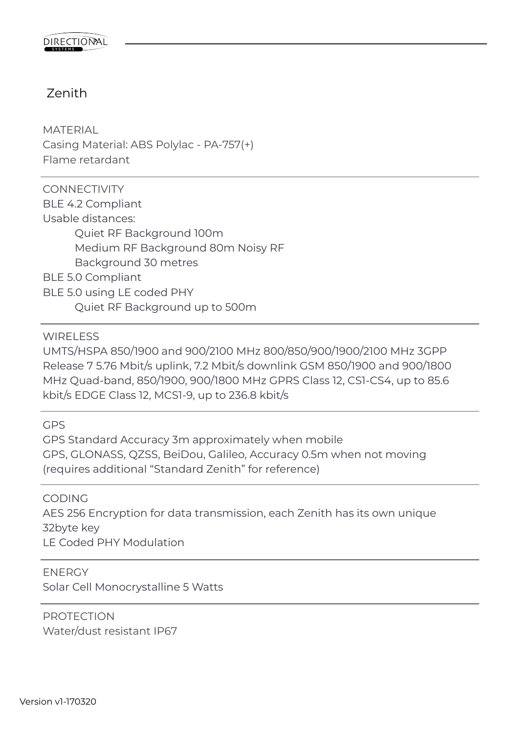# Zenith

MATERIAL
Casing Material: ABS Polylac - PA-757(+)
Flame retardant

---

CONNECTIVITY
BLE 4.2 Compliant
Usable distances:
Quiet RF Background 100m
Medium RF Background 80m Noisy RF
Background 30 metres
BLE 5.0 Compliant
BLE 5.0 using LE coded PHY
Quiet RF Background up to 500m

---

WIRELESS
UMTS/HSPA 850/1900 and 900/2100 MHz 800/850/900/1900/2100 MHz 3GPP Release 7 5.76 Mbit/s uplink, 7.2 Mbit/s downlink GSM 850/1900 and 900/1800 MHz Quad-band, 850/1900, 900/1800 MHz GPRS Class 12, CS1-CS4, up to 85.6 kbit/s EDGE Class 12, MCS1-9, up to 236.8 kbit/s

---

GPS
GPS Standard Accuracy 3m approximately when mobile
GPS, GLONASS, QZSS, BeiDou, Galileo, Accuracy 0.5m when not moving (requires additional “Standard Zenith” for reference)

---

CODING
AES 256 Encryption for data transmission, each Zenith has its own unique 32byte key
LE Coded PHY Modulation

---

ENERGY
Solar Cell Monocrystalline 5 Watts

---

PROTECTION
Water/dust resistant IP67

Version v1-170320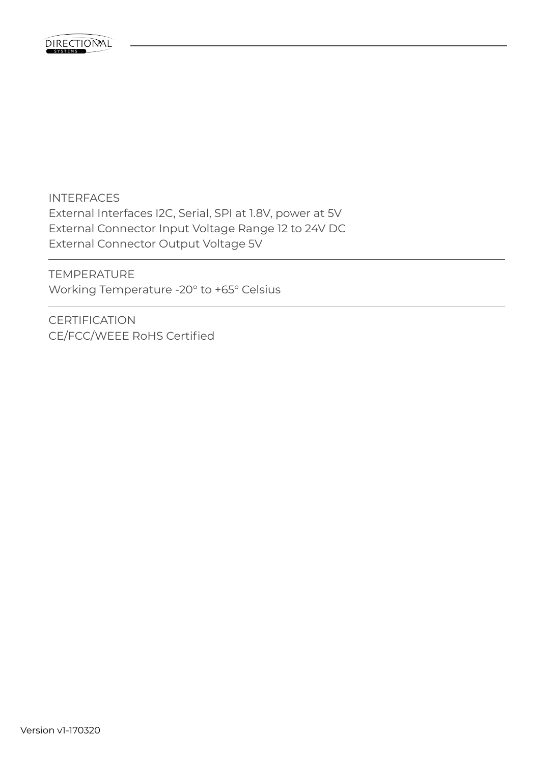INTERFACES
External Interfaces I2C, Serial, SPI at 1.8V, power at 5V
External Connector Input Voltage Range 12 to 24V DC
External Connector Output Voltage 5V

---

TEMPERATURE
Working Temperature -20° to +65° Celsius

---

CERTIFICATION
CE/FCC/WEEE RoHS Certified

Version v1-170320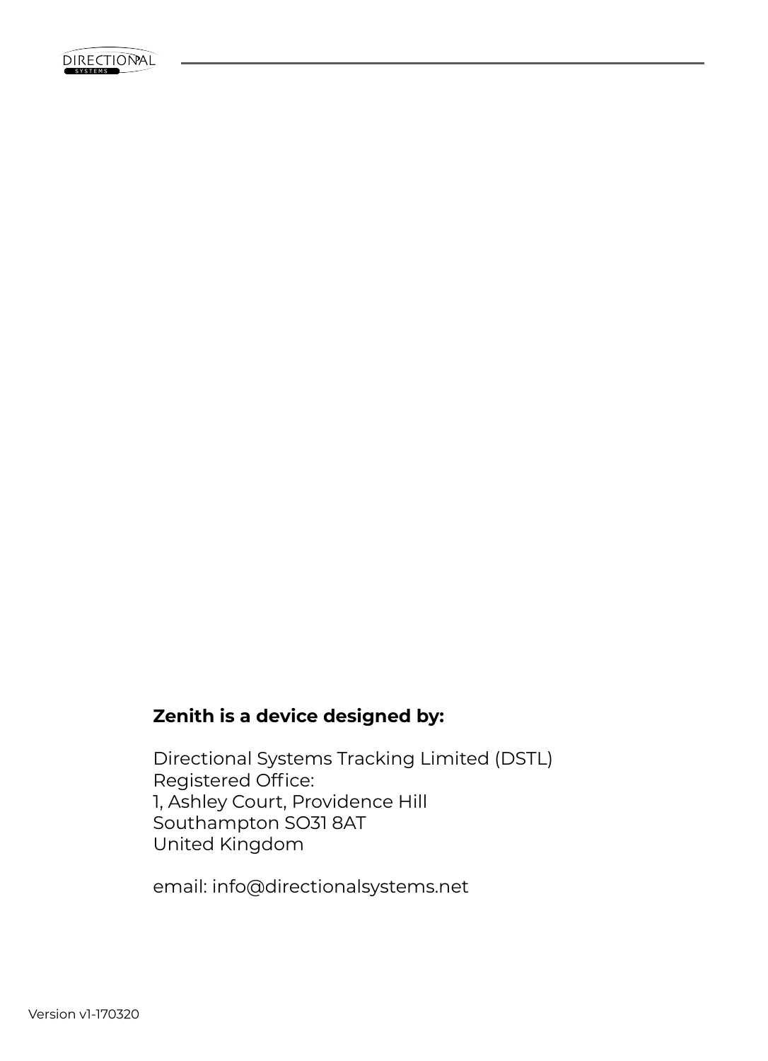**Zenith is a device designed by:**

Directional Systems Tracking Limited (DSTL)
Registered Office:
1, Ashley Court, Providence Hill
Southampton SO31 8AT
United Kingdom

email: info@directionalsystems.net

Version v1-170320